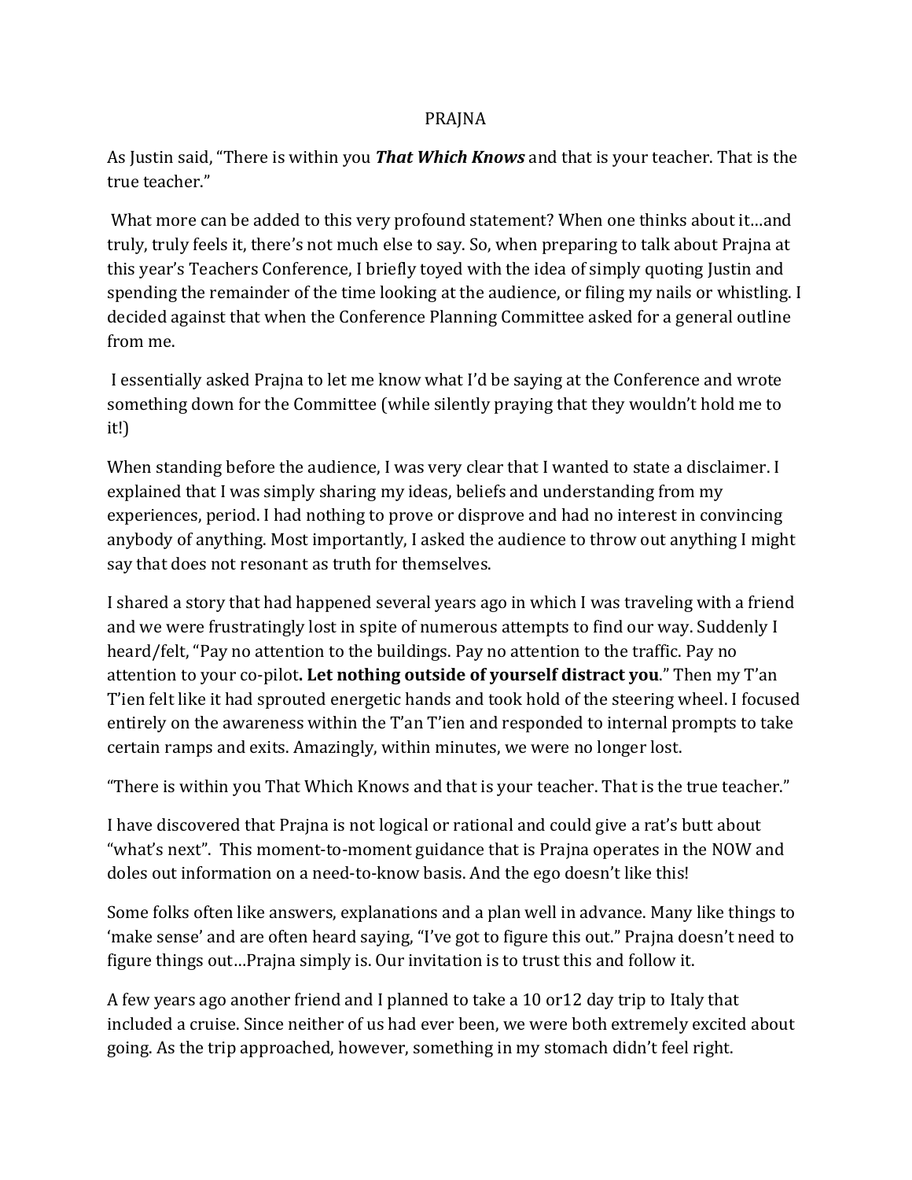# PRAJNA

As Justin said, "There is within you ***That Which Knows*** and that is your teacher. That is the true teacher."

What more can be added to this very profound statement? When one thinks about it…and truly, truly feels it, there's not much else to say. So, when preparing to talk about Prajna at this year's Teachers Conference, I briefly toyed with the idea of simply quoting Justin and spending the remainder of the time looking at the audience, or filing my nails or whistling. I decided against that when the Conference Planning Committee asked for a general outline from me.

I essentially asked Prajna to let me know what I'd be saying at the Conference and wrote something down for the Committee (while silently praying that they wouldn't hold me to it!)

When standing before the audience, I was very clear that I wanted to state a disclaimer. I explained that I was simply sharing my ideas, beliefs and understanding from my experiences, period. I had nothing to prove or disprove and had no interest in convincing anybody of anything. Most importantly, I asked the audience to throw out anything I might say that does not resonant as truth for themselves.

I shared a story that had happened several years ago in which I was traveling with a friend and we were frustratingly lost in spite of numerous attempts to find our way. Suddenly I heard/felt, "Pay no attention to the buildings. Pay no attention to the traffic. Pay no attention to your co-pilot**. Let nothing outside of yourself distract you**." Then my T'an T'ien felt like it had sprouted energetic hands and took hold of the steering wheel. I focused entirely on the awareness within the T'an T'ien and responded to internal prompts to take certain ramps and exits. Amazingly, within minutes, we were no longer lost.

"There is within you That Which Knows and that is your teacher. That is the true teacher."

I have discovered that Prajna is not logical or rational and could give a rat's butt about "what's next". This moment-to-moment guidance that is Prajna operates in the NOW and doles out information on a need-to-know basis. And the ego doesn't like this!

Some folks often like answers, explanations and a plan well in advance. Many like things to 'make sense' and are often heard saying, "I've got to figure this out." Prajna doesn't need to figure things out…Prajna simply is. Our invitation is to trust this and follow it.

A few years ago another friend and I planned to take a 10 or12 day trip to Italy that included a cruise. Since neither of us had ever been, we were both extremely excited about going. As the trip approached, however, something in my stomach didn't feel right.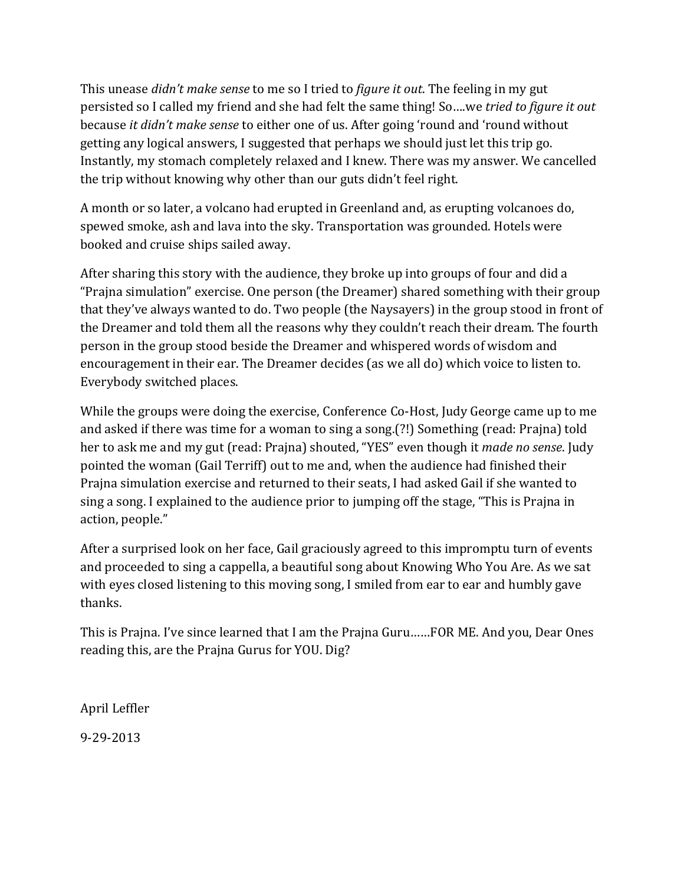This unease *didn't make sense* to me so I tried to *figure it out*. The feeling in my gut persisted so I called my friend and she had felt the same thing! So….we *tried to figure it out* because *it didn't make sense* to either one of us. After going 'round and 'round without getting any logical answers, I suggested that perhaps we should just let this trip go. Instantly, my stomach completely relaxed and I knew. There was my answer. We cancelled the trip without knowing why other than our guts didn't feel right.

A month or so later, a volcano had erupted in Greenland and, as erupting volcanoes do, spewed smoke, ash and lava into the sky. Transportation was grounded. Hotels were booked and cruise ships sailed away.

After sharing this story with the audience, they broke up into groups of four and did a "Prajna simulation" exercise. One person (the Dreamer) shared something with their group that they've always wanted to do. Two people (the Naysayers) in the group stood in front of the Dreamer and told them all the reasons why they couldn't reach their dream. The fourth person in the group stood beside the Dreamer and whispered words of wisdom and encouragement in their ear. The Dreamer decides (as we all do) which voice to listen to. Everybody switched places.

While the groups were doing the exercise, Conference Co-Host, Judy George came up to me and asked if there was time for a woman to sing a song.(?!) Something (read: Prajna) told her to ask me and my gut (read: Prajna) shouted, "YES" even though it *made no sense*. Judy pointed the woman (Gail Terriff) out to me and, when the audience had finished their Prajna simulation exercise and returned to their seats, I had asked Gail if she wanted to sing a song. I explained to the audience prior to jumping off the stage, "This is Prajna in action, people."

After a surprised look on her face, Gail graciously agreed to this impromptu turn of events and proceeded to sing a cappella, a beautiful song about Knowing Who You Are. As we sat with eyes closed listening to this moving song, I smiled from ear to ear and humbly gave thanks.

This is Prajna. I've since learned that I am the Prajna Guru……FOR ME. And you, Dear Ones reading this, are the Prajna Gurus for YOU. Dig?

April Leffler

9-29-2013